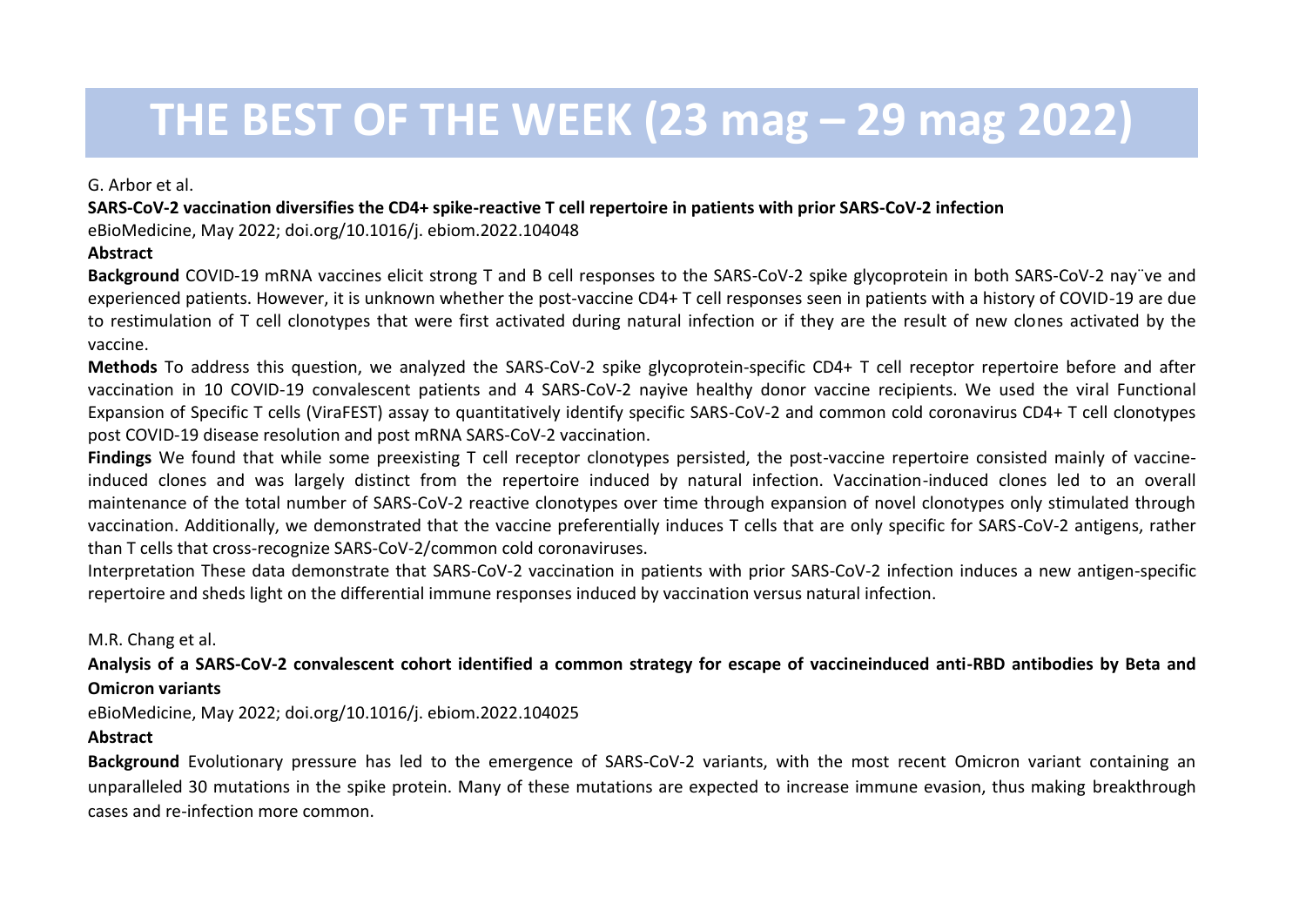# THE BEST OF THE WEEK (23 mag – 29 mag 2022)

G. Arbor et al.

**SARS-CoV-2 vaccination diversifies the CD4+ spike-reactive T cell repertoire in patients with prior SARS-CoV-2 infection**

eBioMedicine, May 2022; doi.org/10.1016/j. ebiom.2022.104048

**Abstract**

**Background** COVID-19 mRNA vaccines elicit strong T and B cell responses to the SARS-CoV-2 spike glycoprotein in both SARS-CoV-2 nay¨ve and experienced patients. However, it is unknown whether the post-vaccine CD4+ T cell responses seen in patients with a history of COVID-19 are due to restimulation of T cell clonotypes that were first activated during natural infection or if they are the result of new clones activated by the vaccine.

**Methods** To address this question, we analyzed the SARS-CoV-2 spike glycoprotein-specific CD4+ T cell receptor repertoire before and after vaccination in 10 COVID-19 convalescent patients and 4 SARS-CoV-2 nayive healthy donor vaccine recipients. We used the viral Functional Expansion of Specific T cells (ViraFEST) assay to quantitatively identify specific SARS-CoV-2 and common cold coronavirus CD4+ T cell clonotypes post COVID-19 disease resolution and post mRNA SARS-CoV-2 vaccination.

**Findings** We found that while some preexisting T cell receptor clonotypes persisted, the post-vaccine repertoire consisted mainly of vaccine-induced clones and was largely distinct from the repertoire induced by natural infection. Vaccination-induced clones led to an overall maintenance of the total number of SARS-CoV-2 reactive clonotypes over time through expansion of novel clonotypes only stimulated through vaccination. Additionally, we demonstrated that the vaccine preferentially induces T cells that are only specific for SARS-CoV-2 antigens, rather than T cells that cross-recognize SARS-CoV-2/common cold coronaviruses.

Interpretation These data demonstrate that SARS-CoV-2 vaccination in patients with prior SARS-CoV-2 infection induces a new antigen-specific repertoire and sheds light on the differential immune responses induced by vaccination versus natural infection.

M.R. Chang et al.

**Analysis of a SARS-CoV-2 convalescent cohort identified a common strategy for escape of vaccineinduced anti-RBD antibodies by Beta and Omicron variants**

eBioMedicine, May 2022; doi.org/10.1016/j. ebiom.2022.104025

**Abstract**

**Background** Evolutionary pressure has led to the emergence of SARS-CoV-2 variants, with the most recent Omicron variant containing an unparalleled 30 mutations in the spike protein. Many of these mutations are expected to increase immune evasion, thus making breakthrough cases and re-infection more common.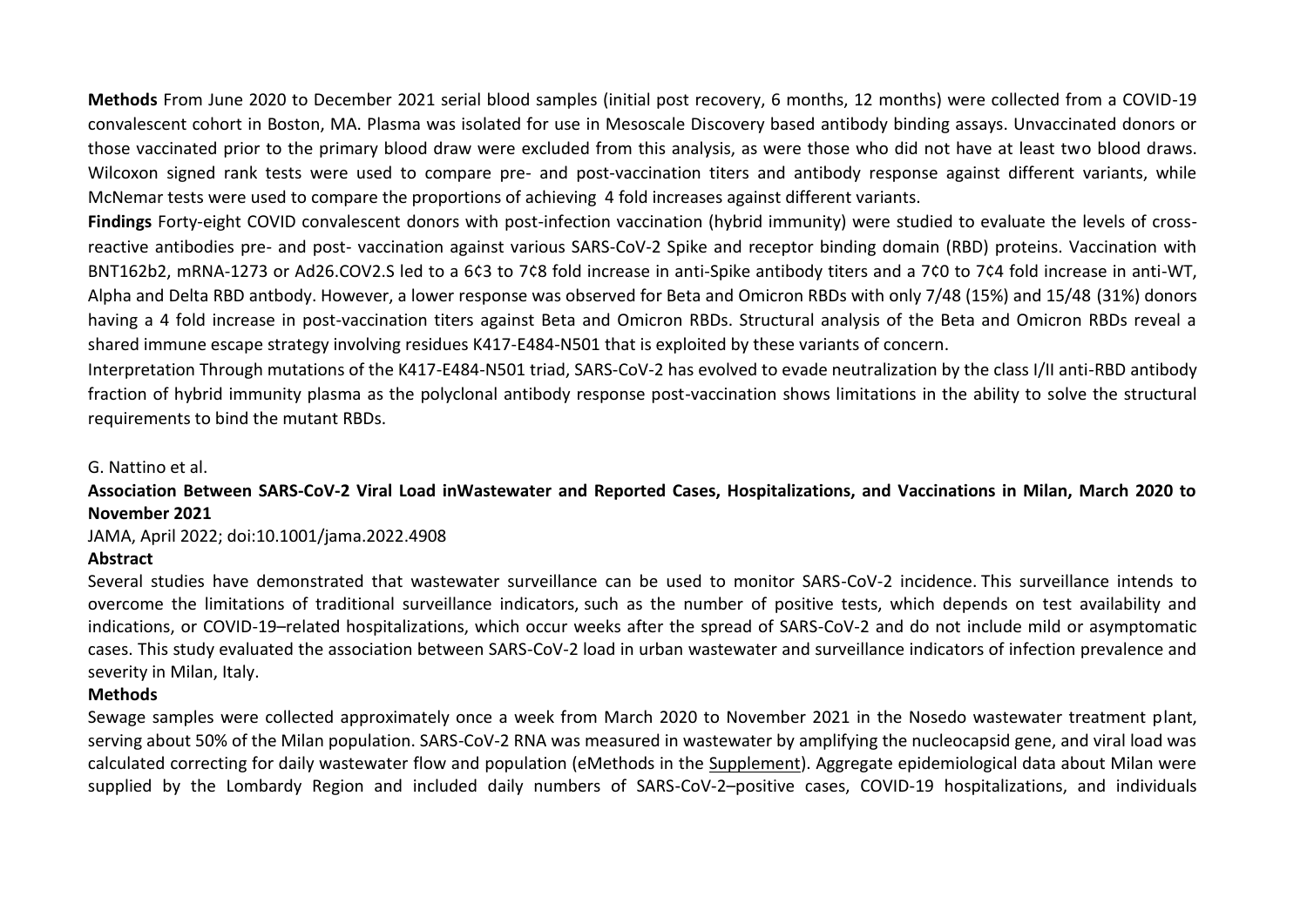**Methods** From June 2020 to December 2021 serial blood samples (initial post recovery, 6 months, 12 months) were collected from a COVID-19 convalescent cohort in Boston, MA. Plasma was isolated for use in Mesoscale Discovery based antibody binding assays. Unvaccinated donors or those vaccinated prior to the primary blood draw were excluded from this analysis, as were those who did not have at least two blood draws. Wilcoxon signed rank tests were used to compare pre- and post-vaccination titers and antibody response against different variants, while McNemar tests were used to compare the proportions of achieving 4 fold increases against different variants.

**Findings** Forty-eight COVID convalescent donors with post-infection vaccination (hybrid immunity) were studied to evaluate the levels of cross-reactive antibodies pre- and post- vaccination against various SARS-CoV-2 Spike and receptor binding domain (RBD) proteins. Vaccination with BNT162b2, mRNA-1273 or Ad26.COV2.S led to a 6¢3 to 7¢8 fold increase in anti-Spike antibody titers and a 7¢0 to 7¢4 fold increase in anti-WT, Alpha and Delta RBD antbody. However, a lower response was observed for Beta and Omicron RBDs with only 7/48 (15%) and 15/48 (31%) donors having a 4 fold increase in post-vaccination titers against Beta and Omicron RBDs. Structural analysis of the Beta and Omicron RBDs reveal a shared immune escape strategy involving residues K417-E484-N501 that is exploited by these variants of concern.

Interpretation Through mutations of the K417-E484-N501 triad, SARS-CoV-2 has evolved to evade neutralization by the class I/II anti-RBD antibody fraction of hybrid immunity plasma as the polyclonal antibody response post-vaccination shows limitations in the ability to solve the structural requirements to bind the mutant RBDs.

G. Nattino et al.

**Association Between SARS-CoV-2 Viral Load inWastewater and Reported Cases, Hospitalizations, and Vaccinations in Milan, March 2020 to November 2021**

JAMA, April 2022; doi:10.1001/jama.2022.4908

**Abstract**

Several studies have demonstrated that wastewater surveillance can be used to monitor SARS-CoV-2 incidence. This surveillance intends to overcome the limitations of traditional surveillance indicators, such as the number of positive tests, which depends on test availability and indications, or COVID-19–related hospitalizations, which occur weeks after the spread of SARS-CoV-2 and do not include mild or asymptomatic cases. This study evaluated the association between SARS-CoV-2 load in urban wastewater and surveillance indicators of infection prevalence and severity in Milan, Italy.

**Methods**

Sewage samples were collected approximately once a week from March 2020 to November 2021 in the Nosedo wastewater treatment plant, serving about 50% of the Milan population. SARS-CoV-2 RNA was measured in wastewater by amplifying the nucleocapsid gene, and viral load was calculated correcting for daily wastewater flow and population (eMethods in the Supplement). Aggregate epidemiological data about Milan were supplied by the Lombardy Region and included daily numbers of SARS-CoV-2–positive cases, COVID-19 hospitalizations, and individuals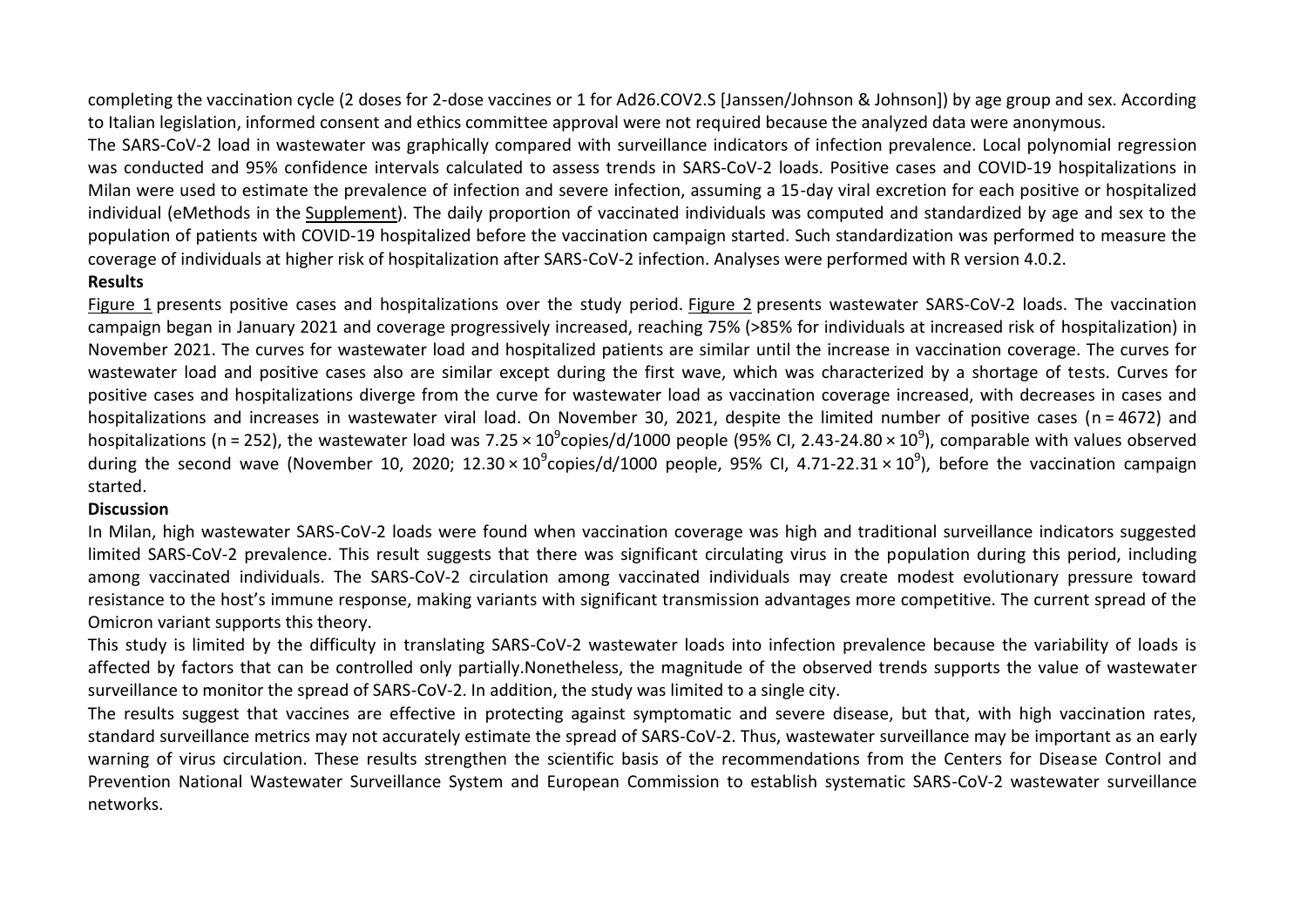completing the vaccination cycle (2 doses for 2-dose vaccines or 1 for Ad26.COV2.S [Janssen/Johnson & Johnson]) by age group and sex. According to Italian legislation, informed consent and ethics committee approval were not required because the analyzed data were anonymous.

The SARS-CoV-2 load in wastewater was graphically compared with surveillance indicators of infection prevalence. Local polynomial regression was conducted and 95% confidence intervals calculated to assess trends in SARS-CoV-2 loads. Positive cases and COVID-19 hospitalizations in Milan were used to estimate the prevalence of infection and severe infection, assuming a 15-day viral excretion for each positive or hospitalized individual (eMethods in the Supplement). The daily proportion of vaccinated individuals was computed and standardized by age and sex to the population of patients with COVID-19 hospitalized before the vaccination campaign started. Such standardization was performed to measure the coverage of individuals at higher risk of hospitalization after SARS-CoV-2 infection. Analyses were performed with R version 4.0.2.

## Results

Figure 1 presents positive cases and hospitalizations over the study period. Figure 2 presents wastewater SARS-CoV-2 loads. The vaccination campaign began in January 2021 and coverage progressively increased, reaching 75% (>85% for individuals at increased risk of hospitalization) in November 2021. The curves for wastewater load and hospitalized patients are similar until the increase in vaccination coverage. The curves for wastewater load and positive cases also are similar except during the first wave, which was characterized by a shortage of tests. Curves for positive cases and hospitalizations diverge from the curve for wastewater load as vaccination coverage increased, with decreases in cases and hospitalizations and increases in wastewater viral load. On November 30, 2021, despite the limited number of positive cases (n = 4672) and hospitalizations (n = 252), the wastewater load was $7.25 \times 10^9$ copies/d/1000 people (95% CI, $2.43\text{-}24.80 \times 10^9$), comparable with values observed during the second wave (November 10, 2020; $12.30 \times 10^9$ copies/d/1000 people, 95% CI, $4.71\text{-}22.31 \times 10^9$), before the vaccination campaign started.

## Discussion

In Milan, high wastewater SARS-CoV-2 loads were found when vaccination coverage was high and traditional surveillance indicators suggested limited SARS-CoV-2 prevalence. This result suggests that there was significant circulating virus in the population during this period, including among vaccinated individuals. The SARS-CoV-2 circulation among vaccinated individuals may create modest evolutionary pressure toward resistance to the host's immune response, making variants with significant transmission advantages more competitive. The current spread of the Omicron variant supports this theory.

This study is limited by the difficulty in translating SARS-CoV-2 wastewater loads into infection prevalence because the variability of loads is affected by factors that can be controlled only partially.Nonetheless, the magnitude of the observed trends supports the value of wastewater surveillance to monitor the spread of SARS-CoV-2. In addition, the study was limited to a single city.

The results suggest that vaccines are effective in protecting against symptomatic and severe disease, but that, with high vaccination rates, standard surveillance metrics may not accurately estimate the spread of SARS-CoV-2. Thus, wastewater surveillance may be important as an early warning of virus circulation. These results strengthen the scientific basis of the recommendations from the Centers for Disease Control and Prevention National Wastewater Surveillance System and European Commission to establish systematic SARS-CoV-2 wastewater surveillance networks.